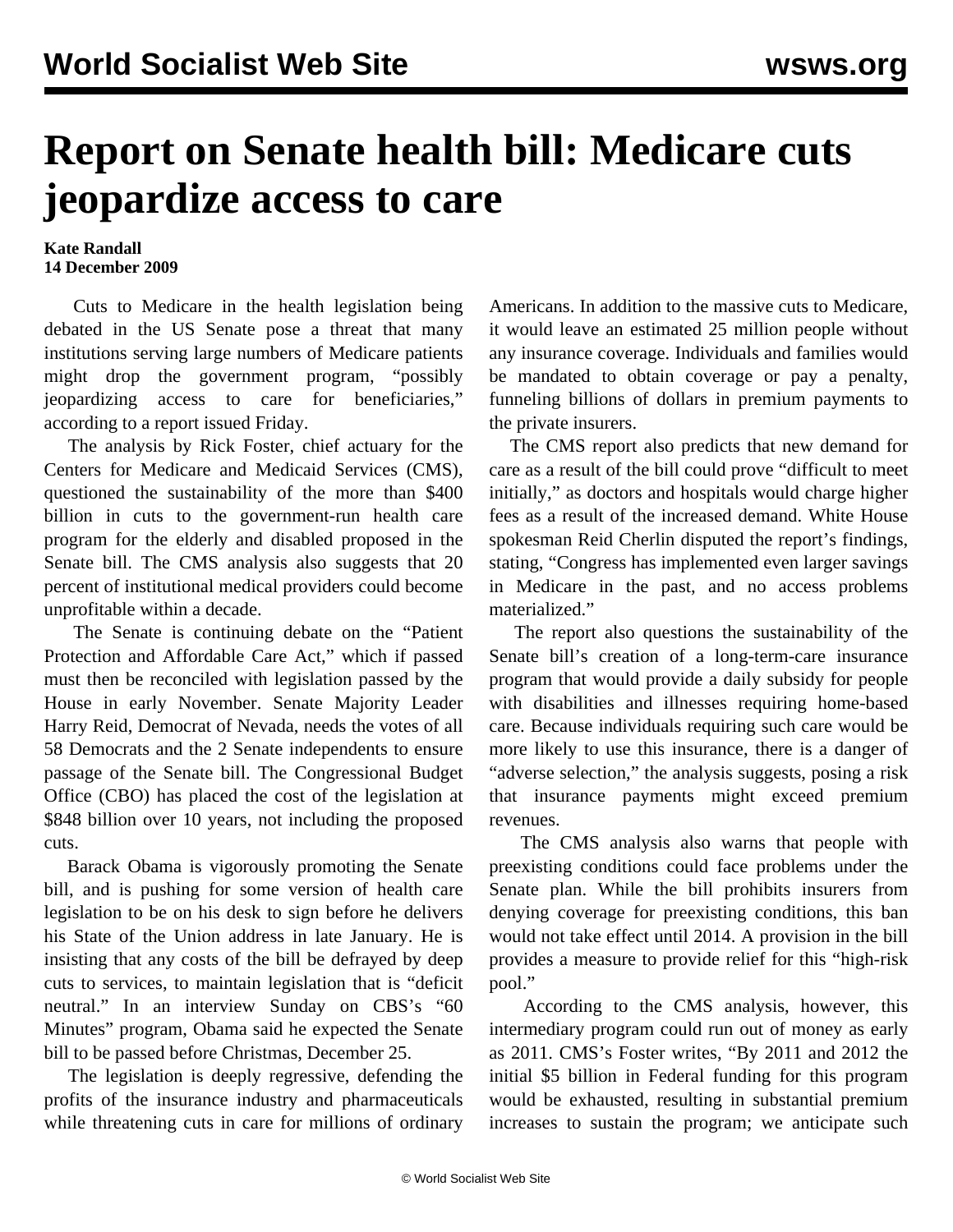# Report on Senate health bill: Medicare cuts jeopardize access to care

**Kate Randall**
**14 December 2009**

Cuts to Medicare in the health legislation being debated in the US Senate pose a threat that many institutions serving large numbers of Medicare patients might drop the government program, "possibly jeopardizing access to care for beneficiaries," according to a report issued Friday.

The analysis by Rick Foster, chief actuary for the Centers for Medicare and Medicaid Services (CMS), questioned the sustainability of the more than $400 billion in cuts to the government-run health care program for the elderly and disabled proposed in the Senate bill. The CMS analysis also suggests that 20 percent of institutional medical providers could become unprofitable within a decade.

The Senate is continuing debate on the "Patient Protection and Affordable Care Act," which if passed must then be reconciled with legislation passed by the House in early November. Senate Majority Leader Harry Reid, Democrat of Nevada, needs the votes of all 58 Democrats and the 2 Senate independents to ensure passage of the Senate bill. The Congressional Budget Office (CBO) has placed the cost of the legislation at $848 billion over 10 years, not including the proposed cuts.

Barack Obama is vigorously promoting the Senate bill, and is pushing for some version of health care legislation to be on his desk to sign before he delivers his State of the Union address in late January. He is insisting that any costs of the bill be defrayed by deep cuts to services, to maintain legislation that is "deficit neutral." In an interview Sunday on CBS's "60 Minutes" program, Obama said he expected the Senate bill to be passed before Christmas, December 25.

The legislation is deeply regressive, defending the profits of the insurance industry and pharmaceuticals while threatening cuts in care for millions of ordinary Americans. In addition to the massive cuts to Medicare, it would leave an estimated 25 million people without any insurance coverage. Individuals and families would be mandated to obtain coverage or pay a penalty, funneling billions of dollars in premium payments to the private insurers.

The CMS report also predicts that new demand for care as a result of the bill could prove "difficult to meet initially," as doctors and hospitals would charge higher fees as a result of the increased demand. White House spokesman Reid Cherlin disputed the report's findings, stating, "Congress has implemented even larger savings in Medicare in the past, and no access problems materialized."

The report also questions the sustainability of the Senate bill's creation of a long-term-care insurance program that would provide a daily subsidy for people with disabilities and illnesses requiring home-based care. Because individuals requiring such care would be more likely to use this insurance, there is a danger of "adverse selection," the analysis suggests, posing a risk that insurance payments might exceed premium revenues.

The CMS analysis also warns that people with preexisting conditions could face problems under the Senate plan. While the bill prohibits insurers from denying coverage for preexisting conditions, this ban would not take effect until 2014. A provision in the bill provides a measure to provide relief for this "high-risk pool."

According to the CMS analysis, however, this intermediary program could run out of money as early as 2011. CMS's Foster writes, "By 2011 and 2012 the initial $5 billion in Federal funding for this program would be exhausted, resulting in substantial premium increases to sustain the program; we anticipate such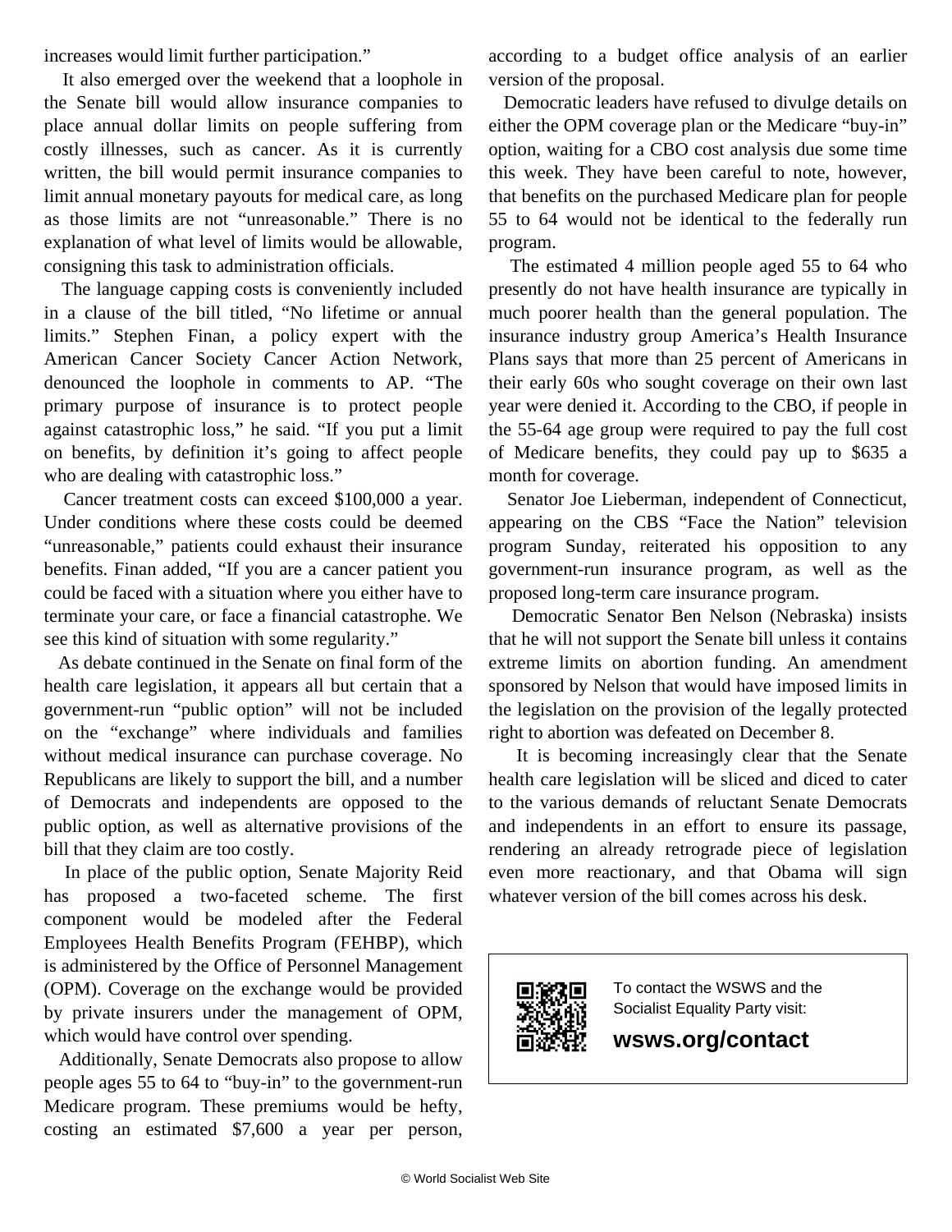increases would limit further participation."

It also emerged over the weekend that a loophole in the Senate bill would allow insurance companies to place annual dollar limits on people suffering from costly illnesses, such as cancer. As it is currently written, the bill would permit insurance companies to limit annual monetary payouts for medical care, as long as those limits are not "unreasonable." There is no explanation of what level of limits would be allowable, consigning this task to administration officials.

The language capping costs is conveniently included in a clause of the bill titled, "No lifetime or annual limits." Stephen Finan, a policy expert with the American Cancer Society Cancer Action Network, denounced the loophole in comments to AP. "The primary purpose of insurance is to protect people against catastrophic loss," he said. "If you put a limit on benefits, by definition it's going to affect people who are dealing with catastrophic loss."

Cancer treatment costs can exceed $100,000 a year. Under conditions where these costs could be deemed "unreasonable," patients could exhaust their insurance benefits. Finan added, "If you are a cancer patient you could be faced with a situation where you either have to terminate your care, or face a financial catastrophe. We see this kind of situation with some regularity."

As debate continued in the Senate on final form of the health care legislation, it appears all but certain that a government-run "public option" will not be included on the "exchange" where individuals and families without medical insurance can purchase coverage. No Republicans are likely to support the bill, and a number of Democrats and independents are opposed to the public option, as well as alternative provisions of the bill that they claim are too costly.

In place of the public option, Senate Majority Reid has proposed a two-faceted scheme. The first component would be modeled after the Federal Employees Health Benefits Program (FEHBP), which is administered by the Office of Personnel Management (OPM). Coverage on the exchange would be provided by private insurers under the management of OPM, which would have control over spending.

Additionally, Senate Democrats also propose to allow people ages 55 to 64 to "buy-in" to the government-run Medicare program. These premiums would be hefty, costing an estimated $7,600 a year per person, according to a budget office analysis of an earlier version of the proposal.

Democratic leaders have refused to divulge details on either the OPM coverage plan or the Medicare "buy-in" option, waiting for a CBO cost analysis due some time this week. They have been careful to note, however, that benefits on the purchased Medicare plan for people 55 to 64 would not be identical to the federally run program.

The estimated 4 million people aged 55 to 64 who presently do not have health insurance are typically in much poorer health than the general population. The insurance industry group America's Health Insurance Plans says that more than 25 percent of Americans in their early 60s who sought coverage on their own last year were denied it. According to the CBO, if people in the 55-64 age group were required to pay the full cost of Medicare benefits, they could pay up to $635 a month for coverage.

Senator Joe Lieberman, independent of Connecticut, appearing on the CBS "Face the Nation" television program Sunday, reiterated his opposition to any government-run insurance program, as well as the proposed long-term care insurance program.

Democratic Senator Ben Nelson (Nebraska) insists that he will not support the Senate bill unless it contains extreme limits on abortion funding. An amendment sponsored by Nelson that would have imposed limits in the legislation on the provision of the legally protected right to abortion was defeated on December 8.

It is becoming increasingly clear that the Senate health care legislation will be sliced and diced to cater to the various demands of reluctant Senate Democrats and independents in an effort to ensure its passage, rendering an already retrograde piece of legislation even more reactionary, and that Obama will sign whatever version of the bill comes across his desk.

To contact the WSWS and the Socialist Equality Party visit:

**wsws.org/contact**